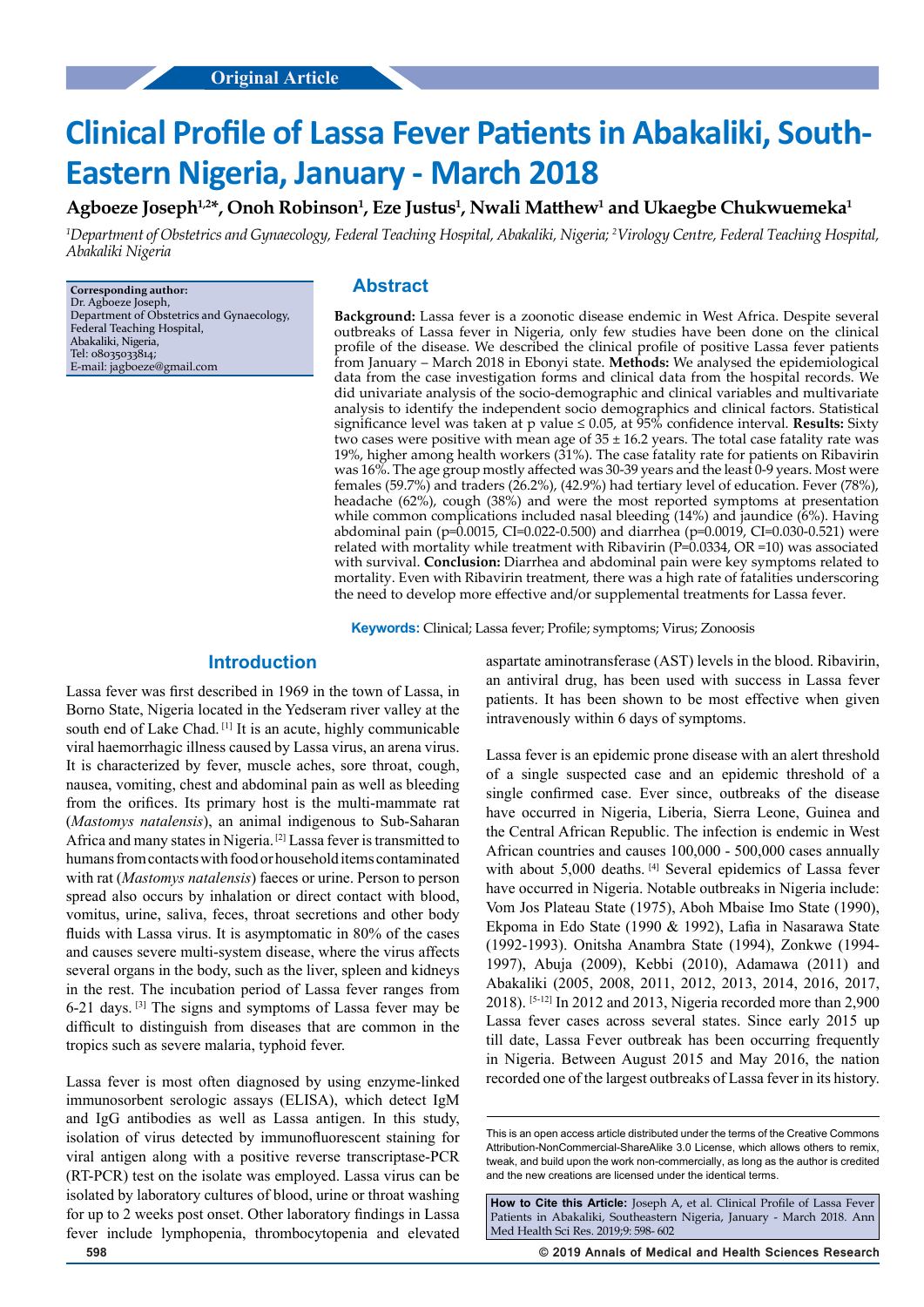Original Article

# Clinical Profile of Lassa Fever Patients in Abakaliki, South-Eastern Nigeria, January - March 2018

**Agboeze Joseph[1,2]*, Onoh Robinson[1], Eze Justus[1], Nwali Matthew[1] and Ukaegbe Chukwuemeka[1]**

*[1]Department of Obstetrics and Gynaecology, Federal Teaching Hospital, Abakaliki, Nigeria; [2]Virology Centre, Federal Teaching Hospital, Abakaliki Nigeria*

**Corresponding author:**
Dr. Agboeze Joseph,
Department of Obstetrics and Gynaecology,
Federal Teaching Hospital,
Abakaliki, Nigeria,
Tel: 08035033814;
E-mail: jagboeze@gmail.com

## Abstract

**Background:** Lassa fever is a zoonotic disease endemic in West Africa. Despite several outbreaks of Lassa fever in Nigeria, only few studies have been done on the clinical profile of the disease. We described the clinical profile of positive Lassa fever patients from January – March 2018 in Ebonyi state. **Methods:** We analysed the epidemiological data from the case investigation forms and clinical data from the hospital records. We did univariate analysis of the socio-demographic and clinical variables and multivariate analysis to identify the independent socio demographics and clinical factors. Statistical significance level was taken at p value ≤ 0.05, at 95% confidence interval. **Results:** Sixty two cases were positive with mean age of 35 ± 16.2 years. The total case fatality rate was 19%, higher among health workers (31%). The case fatality rate for patients on Ribavirin was 16%. The age group mostly affected was 30-39 years and the least 0-9 years. Most were females (59.7%) and traders (26.2%), (42.9%) had tertiary level of education. Fever (78%), headache (62%), cough (38%) and were the most reported symptoms at presentation while common complications included nasal bleeding (14%) and jaundice (6%). Having abdominal pain (p=0.0015, CI=0.022-0.500) and diarrhea (p=0.0019, CI=0.030-0.521) were related with mortality while treatment with Ribavirin (P=0.0334, OR =10) was associated with survival. **Conclusion:** Diarrhea and abdominal pain were key symptoms related to mortality. Even with Ribavirin treatment, there was a high rate of fatalities underscoring the need to develop more effective and/or supplemental treatments for Lassa fever.

**Keywords:** Clinical; Lassa fever; Profile; symptoms; Virus; Zonoosis

## Introduction

Lassa fever was first described in 1969 in the town of Lassa, in Borno State, Nigeria located in the Yedseram river valley at the south end of Lake Chad. [1] It is an acute, highly communicable viral haemorrhagic illness caused by Lassa virus, an arena virus. It is characterized by fever, muscle aches, sore throat, cough, nausea, vomiting, chest and abdominal pain as well as bleeding from the orifices. Its primary host is the multi-mammate rat (*Mastomys natalensis*), an animal indigenous to Sub-Saharan Africa and many states in Nigeria. [2] Lassa fever is transmitted to humans from contacts with food or household items contaminated with rat (*Mastomys natalensis*) faeces or urine. Person to person spread also occurs by inhalation or direct contact with blood, vomitus, urine, saliva, feces, throat secretions and other body fluids with Lassa virus. It is asymptomatic in 80% of the cases and causes severe multi-system disease, where the virus affects several organs in the body, such as the liver, spleen and kidneys in the rest. The incubation period of Lassa fever ranges from 6-21 days. [3] The signs and symptoms of Lassa fever may be difficult to distinguish from diseases that are common in the tropics such as severe malaria, typhoid fever.

Lassa fever is most often diagnosed by using enzyme-linked immunosorbent serologic assays (ELISA), which detect IgM and IgG antibodies as well as Lassa antigen. In this study, isolation of virus detected by immunofluorescent staining for viral antigen along with a positive reverse transcriptase-PCR (RT-PCR) test on the isolate was employed. Lassa virus can be isolated by laboratory cultures of blood, urine or throat washing for up to 2 weeks post onset. Other laboratory findings in Lassa fever include lymphopenia, thrombocytopenia and elevated aspartate aminotransferase (AST) levels in the blood. Ribavirin, an antiviral drug, has been used with success in Lassa fever patients. It has been shown to be most effective when given intravenously within 6 days of symptoms.

Lassa fever is an epidemic prone disease with an alert threshold of a single suspected case and an epidemic threshold of a single confirmed case. Ever since, outbreaks of the disease have occurred in Nigeria, Liberia, Sierra Leone, Guinea and the Central African Republic. The infection is endemic in West African countries and causes 100,000 - 500,000 cases annually with about 5,000 deaths. [4] Several epidemics of Lassa fever have occurred in Nigeria. Notable outbreaks in Nigeria include: Vom Jos Plateau State (1975), Aboh Mbaise Imo State (1990), Ekpoma in Edo State (1990 & 1992), Lafia in Nasarawa State (1992-1993). Onitsha Anambra State (1994), Zonkwe (1994-1997), Abuja (2009), Kebbi (2010), Adamawa (2011) and Abakaliki (2005, 2008, 2011, 2012, 2013, 2014, 2016, 2017, 2018). [5-12] In 2012 and 2013, Nigeria recorded more than 2,900 Lassa fever cases across several states. Since early 2015 up till date, Lassa Fever outbreak has been occurring frequently in Nigeria. Between August 2015 and May 2016, the nation recorded one of the largest outbreaks of Lassa fever in its history.

This is an open access article distributed under the terms of the Creative Commons Attribution-NonCommercial-ShareAlike 3.0 License, which allows others to remix, tweak, and build upon the work non-commercially, as long as the author is credited and the new creations are licensed under the identical terms.

**How to Cite this Article:** Joseph A, et al. Clinical Profile of Lassa Fever Patients in Abakaliki, Southeastern Nigeria, January - March 2018. Ann Med Health Sci Res. 2019;9: 598- 602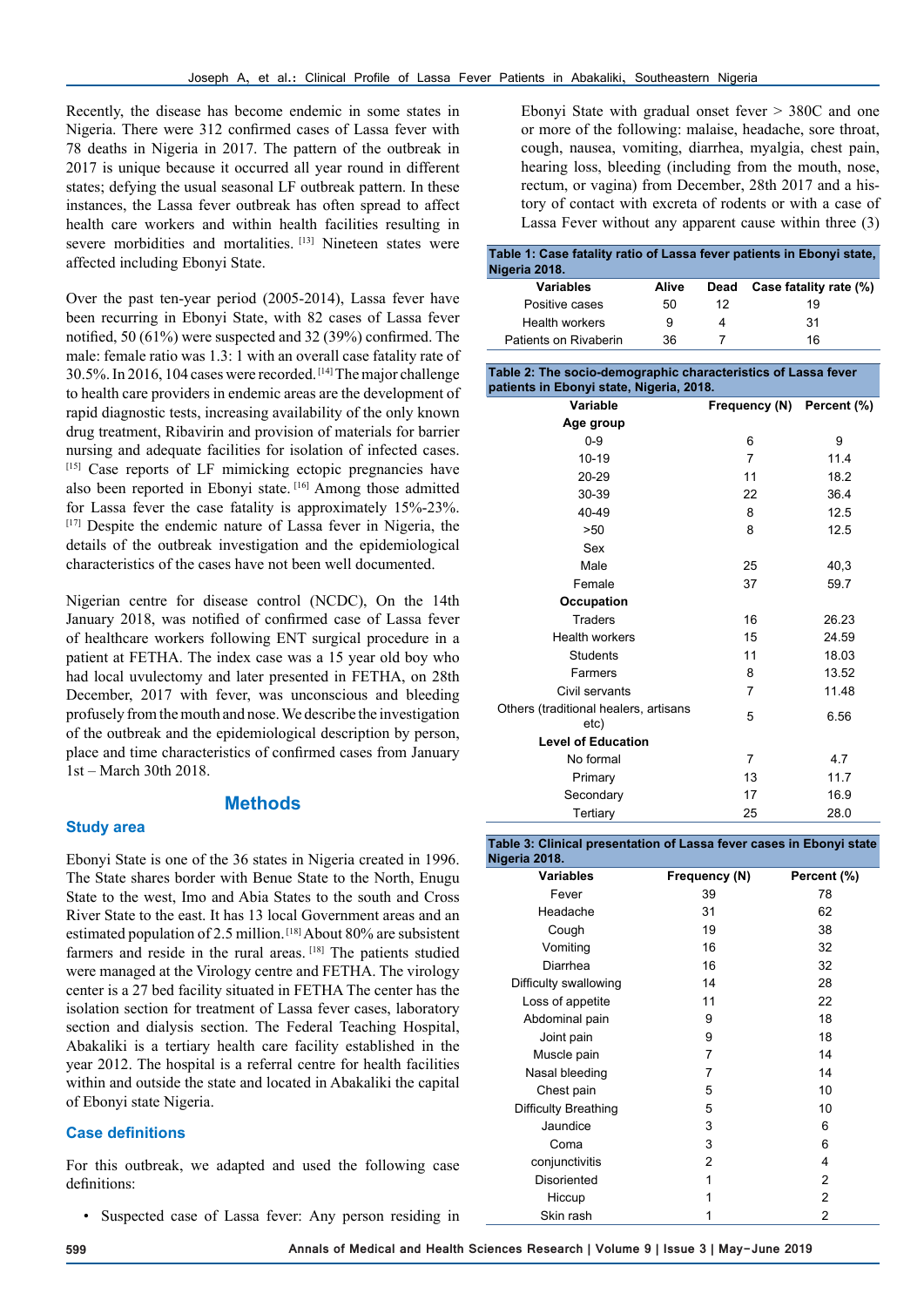Recently, the disease has become endemic in some states in Nigeria. There were 312 confirmed cases of Lassa fever with 78 deaths in Nigeria in 2017. The pattern of the outbreak in 2017 is unique because it occurred all year round in different states; defying the usual seasonal LF outbreak pattern. In these instances, the Lassa fever outbreak has often spread to affect health care workers and within health facilities resulting in severe morbidities and mortalities. [13] Nineteen states were affected including Ebonyi State.

Over the past ten-year period (2005-2014), Lassa fever have been recurring in Ebonyi State, with 82 cases of Lassa fever notified, 50 (61%) were suspected and 32 (39%) confirmed. The male: female ratio was 1.3: 1 with an overall case fatality rate of 30.5%. In 2016, 104 cases were recorded. [14] The major challenge to health care providers in endemic areas are the development of rapid diagnostic tests, increasing availability of the only known drug treatment, Ribavirin and provision of materials for barrier nursing and adequate facilities for isolation of infected cases. [15] Case reports of LF mimicking ectopic pregnancies have also been reported in Ebonyi state. [16] Among those admitted for Lassa fever the case fatality is approximately 15%-23%. [17] Despite the endemic nature of Lassa fever in Nigeria, the details of the outbreak investigation and the epidemiological characteristics of the cases have not been well documented.

Nigerian centre for disease control (NCDC), On the 14th January 2018, was notified of confirmed case of Lassa fever of healthcare workers following ENT surgical procedure in a patient at FETHA. The index case was a 15 year old boy who had local uvulectomy and later presented in FETHA, on 28th December, 2017 with fever, was unconscious and bleeding profusely from the mouth and nose. We describe the investigation of the outbreak and the epidemiological description by person, place and time characteristics of confirmed cases from January 1st – March 30th 2018.

## Methods

### Study area

Ebonyi State is one of the 36 states in Nigeria created in 1996. The State shares border with Benue State to the North, Enugu State to the west, Imo and Abia States to the south and Cross River State to the east. It has 13 local Government areas and an estimated population of 2.5 million. [18] About 80% are subsistent farmers and reside in the rural areas. [18] The patients studied were managed at the Virology centre and FETHA. The virology center is a 27 bed facility situated in FETHA The center has the isolation section for treatment of Lassa fever cases, laboratory section and dialysis section. The Federal Teaching Hospital, Abakaliki is a tertiary health care facility established in the year 2012. The hospital is a referral centre for health facilities within and outside the state and located in Abakaliki the capital of Ebonyi state Nigeria.

### Case definitions

For this outbreak, we adapted and used the following case definitions:

- Suspected case of Lassa fever: Any person residing in Ebonyi State with gradual onset fever > 380C and one or more of the following: malaise, headache, sore throat, cough, nausea, vomiting, diarrhea, myalgia, chest pain, hearing loss, bleeding (including from the mouth, nose, rectum, or vagina) from December, 28th 2017 and a history of contact with excreta of rodents or with a case of Lassa Fever without any apparent cause within three (3)

**Table 1: Case fatality ratio of Lassa fever patients in Ebonyi state, Nigeria 2018.**

| Variables | Alive | Dead | Case fatality rate (%) |
|---|---|---|---|
| Positive cases | 50 | 12 | 19 |
| Health workers | 9 | 4 | 31 |
| Patients on Rivaberin | 36 | 7 | 16 |

**Table 2: The socio-demographic characteristics of Lassa fever patients in Ebonyi state, Nigeria, 2018.**

| Variable | Frequency (N) | Percent (%) |
|---|---|---|
| **Age group** | | |
| 0-9 | 6 | 9 |
| 10-19 | 7 | 11.4 |
| 20-29 | 11 | 18.2 |
| 30-39 | 22 | 36.4 |
| 40-49 | 8 | 12.5 |
| >50 | 8 | 12.5 |
| Sex | | |
| Male | 25 | 40,3 |
| Female | 37 | 59.7 |
| **Occupation** | | |
| Traders | 16 | 26.23 |
| Health workers | 15 | 24.59 |
| Students | 11 | 18.03 |
| Farmers | 8 | 13.52 |
| Civil servants | 7 | 11.48 |
| Others (traditional healers, artisans etc) | 5 | 6.56 |
| **Level of Education** | | |
| No formal | 7 | 4.7 |
| Primary | 13 | 11.7 |
| Secondary | 17 | 16.9 |
| Tertiary | 25 | 28.0 |

**Table 3: Clinical presentation of Lassa fever cases in Ebonyi state Nigeria 2018.**

| Variables | Frequency (N) | Percent (%) |
|---|---|---|
| Fever | 39 | 78 |
| Headache | 31 | 62 |
| Cough | 19 | 38 |
| Vomiting | 16 | 32 |
| Diarrhea | 16 | 32 |
| Difficulty swallowing | 14 | 28 |
| Loss of appetite | 11 | 22 |
| Abdominal pain | 9 | 18 |
| Joint pain | 9 | 18 |
| Muscle pain | 7 | 14 |
| Nasal bleeding | 7 | 14 |
| Chest pain | 5 | 10 |
| Difficulty Breathing | 5 | 10 |
| Jaundice | 3 | 6 |
| Coma | 3 | 6 |
| conjunctivitis | 2 | 4 |
| Disoriented | 1 | 2 |
| Hiccup | 1 | 2 |
| Skin rash | 1 | 2 |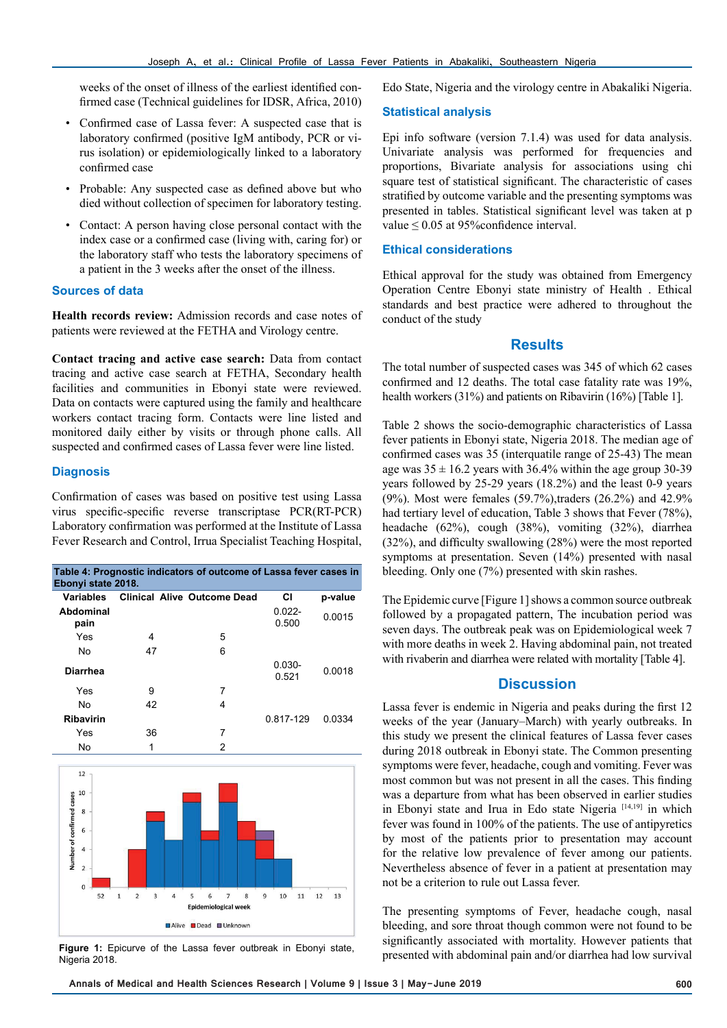weeks of the onset of illness of the earliest identified confirmed case (Technical guidelines for IDSR, Africa, 2010)

- Confirmed case of Lassa fever: A suspected case that is laboratory confirmed (positive IgM antibody, PCR or virus isolation) or epidemiologically linked to a laboratory confirmed case
- Probable: Any suspected case as defined above but who died without collection of specimen for laboratory testing.
- Contact: A person having close personal contact with the index case or a confirmed case (living with, caring for) or the laboratory staff who tests the laboratory specimens of a patient in the 3 weeks after the onset of the illness.

## Sources of data

**Health records review:** Admission records and case notes of patients were reviewed at the FETHA and Virology centre.

**Contact tracing and active case search:** Data from contact tracing and active case search at FETHA, Secondary health facilities and communities in Ebonyi state were reviewed. Data on contacts were captured using the family and healthcare workers contact tracing form. Contacts were line listed and monitored daily either by visits or through phone calls. All suspected and confirmed cases of Lassa fever were line listed.

## Diagnosis

Confirmation of cases was based on positive test using Lassa virus specific-specific reverse transcriptase PCR(RT-PCR) Laboratory confirmation was performed at the Institute of Lassa Fever Research and Control, Irrua Specialist Teaching Hospital, Edo State, Nigeria and the virology centre in Abakaliki Nigeria.

## Statistical analysis

Epi info software (version 7.1.4) was used for data analysis. Univariate analysis was performed for frequencies and proportions, Bivariate analysis for associations using chi square test of statistical significant. The characteristic of cases stratified by outcome variable and the presenting symptoms was presented in tables. Statistical significant level was taken at p value ≤ 0.05 at 95%confidence interval.

## Ethical considerations

Ethical approval for the study was obtained from Emergency Operation Centre Ebonyi state ministry of Health . Ethical standards and best practice were adhered to throughout the conduct of the study

# Results

The total number of suspected cases was 345 of which 62 cases confirmed and 12 deaths. The total case fatality rate was 19%, health workers (31%) and patients on Ribavirin (16%) [Table 1].

Table 2 shows the socio-demographic characteristics of Lassa fever patients in Ebonyi state, Nigeria 2018. The median age of confirmed cases was 35 (interquatile range of 25-43) The mean age was 35 ± 16.2 years with 36.4% within the age group 30-39 years followed by 25-29 years (18.2%) and the least 0-9 years (9%). Most were females (59.7%),traders (26.2%) and 42.9% had tertiary level of education, Table 3 shows that Fever (78%), headache (62%), cough (38%), vomiting (32%), diarrhea (32%), and difficulty swallowing (28%) were the most reported symptoms at presentation. Seven (14%) presented with nasal bleeding. Only one (7%) presented with skin rashes.

The Epidemic curve [Figure 1] shows a common source outbreak followed by a propagated pattern, The incubation period was seven days. The outbreak peak was on Epidemiological week 7 with more deaths in week 2. Having abdominal pain, not treated with rivaberin and diarrhea were related with mortality [Table 4].

**Table 4: Prognostic indicators of outcome of Lassa fever cases in Ebonyi state 2018.**

| Variables | Clinical Alive | Outcome Dead | CI | p-value |
|---|---|---|---|---|
| **Abdominal pain** | | | 0.022-0.500 | 0.0015 |
| Yes | 4 | 5 | | |
| No | 47 | 6 | | |
| **Diarrhea** | | | 0.030-0.521 | 0.0018 |
| Yes | 9 | 7 | | |
| No | 42 | 4 | | |
| **Ribavirin** | | | 0.817-129 | 0.0334 |
| Yes | 36 | 7 | | |
| No | 1 | 2 | | |

**Figure 1:** Epicurve of the Lassa fever outbreak in Ebonyi state, Nigeria 2018.

# Discussion

Lassa fever is endemic in Nigeria and peaks during the first 12 weeks of the year (January–March) with yearly outbreaks. In this study we present the clinical features of Lassa fever cases during 2018 outbreak in Ebonyi state. The Common presenting symptoms were fever, headache, cough and vomiting. Fever was most common but was not present in all the cases. This finding was a departure from what has been observed in earlier studies in Ebonyi state and Irua in Edo state Nigeria [14,19] in which fever was found in 100% of the patients. The use of antipyretics by most of the patients prior to presentation may account for the relative low prevalence of fever among our patients. Nevertheless absence of fever in a patient at presentation may not be a criterion to rule out Lassa fever.

The presenting symptoms of Fever, headache cough, nasal bleeding, and sore throat though common were not found to be significantly associated with mortality. However patients that presented with abdominal pain and/or diarrhea had low survival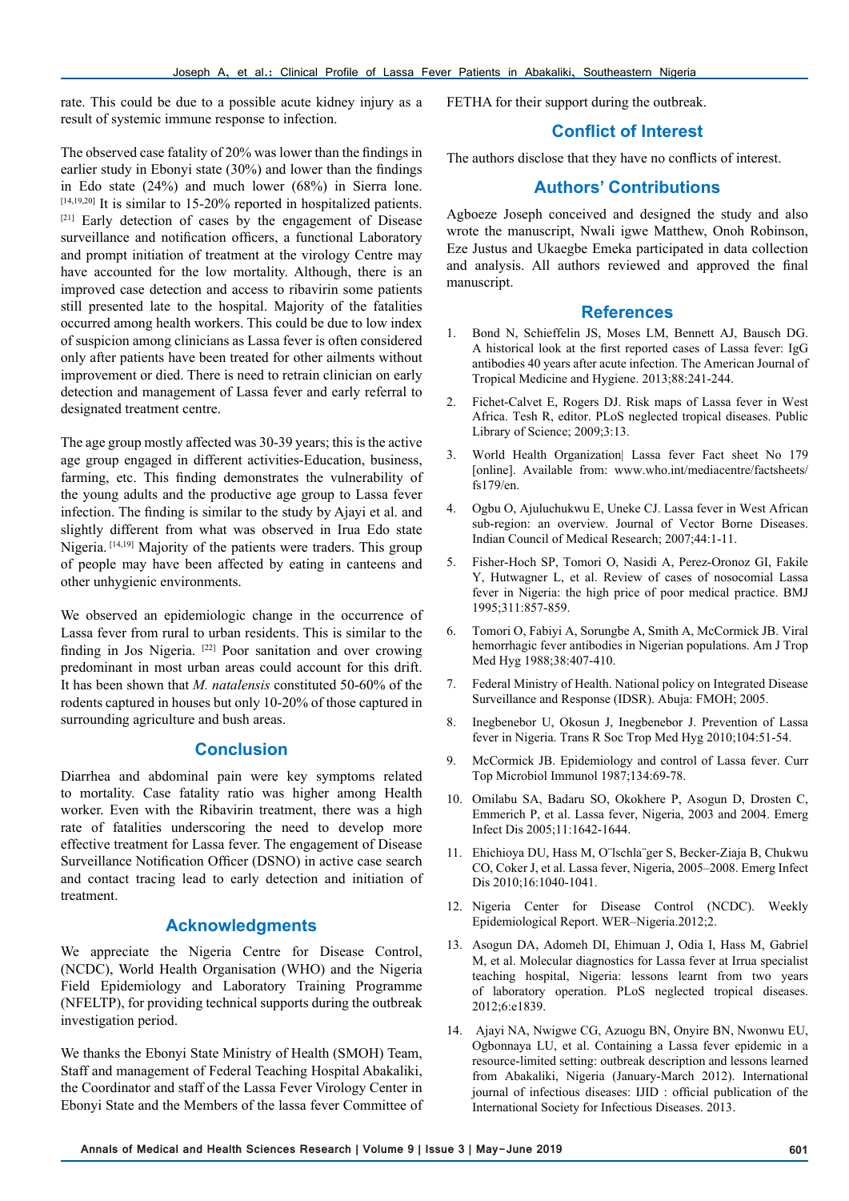rate. This could be due to a possible acute kidney injury as a result of systemic immune response to infection.

The observed case fatality of 20% was lower than the findings in earlier study in Ebonyi state (30%) and lower than the findings in Edo state (24%) and much lower (68%) in Sierra lone.[14,19,20] It is similar to 15-20% reported in hospitalized patients.[21] Early detection of cases by the engagement of Disease surveillance and notification officers, a functional Laboratory and prompt initiation of treatment at the virology Centre may have accounted for the low mortality. Although, there is an improved case detection and access to ribavirin some patients still presented late to the hospital. Majority of the fatalities occurred among health workers. This could be due to low index of suspicion among clinicians as Lassa fever is often considered only after patients have been treated for other ailments without improvement or died. There is need to retrain clinician on early detection and management of Lassa fever and early referral to designated treatment centre.

The age group mostly affected was 30-39 years; this is the active age group engaged in different activities-Education, business, farming, etc. This finding demonstrates the vulnerability of the young adults and the productive age group to Lassa fever infection. The finding is similar to the study by Ajayi et al. and slightly different from what was observed in Irua Edo state Nigeria.[14,19] Majority of the patients were traders. This group of people may have been affected by eating in canteens and other unhygienic environments.

We observed an epidemiologic change in the occurrence of Lassa fever from rural to urban residents. This is similar to the finding in Jos Nigeria.[22] Poor sanitation and over crowing predominant in most urban areas could account for this drift. It has been shown that *M. natalensis* constituted 50-60% of the rodents captured in houses but only 10-20% of those captured in surrounding agriculture and bush areas.

## Conclusion

Diarrhea and abdominal pain were key symptoms related to mortality. Case fatality ratio was higher among Health worker. Even with the Ribavirin treatment, there was a high rate of fatalities underscoring the need to develop more effective treatment for Lassa fever. The engagement of Disease Surveillance Notification Officer (DSNO) in active case search and contact tracing lead to early detection and initiation of treatment.

## Acknowledgments

We appreciate the Nigeria Centre for Disease Control, (NCDC), World Health Organisation (WHO) and the Nigeria Field Epidemiology and Laboratory Training Programme (NFELTP), for providing technical supports during the outbreak investigation period.

We thanks the Ebonyi State Ministry of Health (SMOH) Team, Staff and management of Federal Teaching Hospital Abakaliki, the Coordinator and staff of the Lassa Fever Virology Center in Ebonyi State and the Members of the lassa fever Committee of FETHA for their support during the outbreak.

## Conflict of Interest

The authors disclose that they have no conflicts of interest.

## Authors' Contributions

Agboeze Joseph conceived and designed the study and also wrote the manuscript, Nwali igwe Matthew, Onoh Robinson, Eze Justus and Ukaegbe Emeka participated in data collection and analysis. All authors reviewed and approved the final manuscript.

## References

1. Bond N, Schieffelin JS, Moses LM, Bennett AJ, Bausch DG. A historical look at the first reported cases of Lassa fever: IgG antibodies 40 years after acute infection. The American Journal of Tropical Medicine and Hygiene. 2013;88:241-244.
2. Fichet-Calvet E, Rogers DJ. Risk maps of Lassa fever in West Africa. Tesh R, editor. PLoS neglected tropical diseases. Public Library of Science; 2009;3:13.
3. World Health Organization| Lassa fever Fact sheet No 179 [online]. Available from: www.who.int/mediacentre/factsheets/fs179/en.
4. Ogbu O, Ajuluchukwu E, Uneke CJ. Lassa fever in West African sub-region: an overview. Journal of Vector Borne Diseases. Indian Council of Medical Research; 2007;44:1-11.
5. Fisher-Hoch SP, Tomori O, Nasidi A, Perez-Oronoz GI, Fakile Y, Hutwagner L, et al. Review of cases of nosocomial Lassa fever in Nigeria: the high price of poor medical practice. BMJ 1995;311:857-859.
6. Tomori O, Fabiyi A, Sorungbe A, Smith A, McCormick JB. Viral hemorrhagic fever antibodies in Nigerian populations. Am J Trop Med Hyg 1988;38:407-410.
7. Federal Ministry of Health. National policy on Integrated Disease Surveillance and Response (IDSR). Abuja: FMOH; 2005.
8. Inegbenebor U, Okosun J, Inegbenebor J. Prevention of Lassa fever in Nigeria. Trans R Soc Trop Med Hyg 2010;104:51-54.
9. McCormick JB. Epidemiology and control of Lassa fever. Curr Top Microbiol Immunol 1987;134:69-78.
10. Omilabu SA, Badaru SO, Okokhere P, Asogun D, Drosten C, Emmerich P, et al. Lassa fever, Nigeria, 2003 and 2004. Emerg Infect Dis 2005;11:1642-1644.
11. Ehichioya DU, Hass M, O¨lschla¨ger S, Becker-Ziaja B, Chukwu CO, Coker J, et al. Lassa fever, Nigeria, 2005–2008. Emerg Infect Dis 2010;16:1040-1041.
12. Nigeria Center for Disease Control (NCDC). Weekly Epidemiological Report. WER–Nigeria.2012;2.
13. Asogun DA, Adomeh DI, Ehimuan J, Odia I, Hass M, Gabriel M, et al. Molecular diagnostics for Lassa fever at Irrua specialist teaching hospital, Nigeria: lessons learnt from two years of laboratory operation. PLoS neglected tropical diseases. 2012;6:e1839.
14. Ajayi NA, Nwigwe CG, Azuogu BN, Onyire BN, Nwonwu EU, Ogbonnaya LU, et al. Containing a Lassa fever epidemic in a resource-limited setting: outbreak description and lessons learned from Abakaliki, Nigeria (January-March 2012). International journal of infectious diseases: IJID : official publication of the International Society for Infectious Diseases. 2013.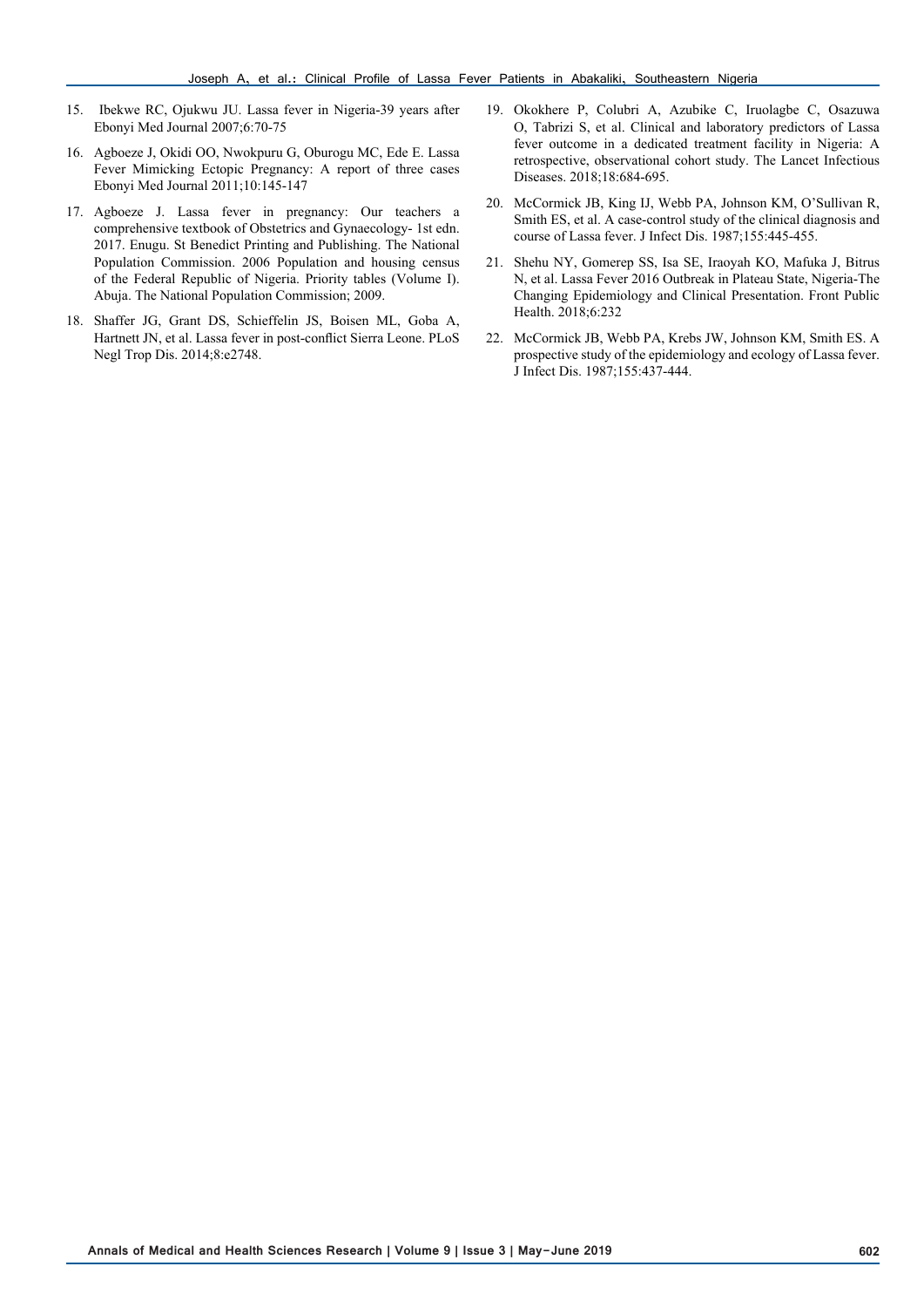15. Ibekwe RC, Ojukwu JU. Lassa fever in Nigeria-39 years after Ebonyi Med Journal 2007;6:70-75

16. Agboeze J, Okidi OO, Nwokpuru G, Oburogu MC, Ede E. Lassa Fever Mimicking Ectopic Pregnancy: A report of three cases Ebonyi Med Journal 2011;10:145-147

17. Agboeze J. Lassa fever in pregnancy: Our teachers a comprehensive textbook of Obstetrics and Gynaecology- 1st edn. 2017. Enugu. St Benedict Printing and Publishing. The National Population Commission. 2006 Population and housing census of the Federal Republic of Nigeria. Priority tables (Volume I). Abuja. The National Population Commission; 2009.

18. Shaffer JG, Grant DS, Schieffelin JS, Boisen ML, Goba A, Hartnett JN, et al. Lassa fever in post-conflict Sierra Leone. PLoS Negl Trop Dis. 2014;8:e2748.

19. Okokhere P, Colubri A, Azubike C, Iruolagbe C, Osazuwa O, Tabrizi S, et al. Clinical and laboratory predictors of Lassa fever outcome in a dedicated treatment facility in Nigeria: A retrospective, observational cohort study. The Lancet Infectious Diseases. 2018;18:684-695.

20. McCormick JB, King IJ, Webb PA, Johnson KM, O'Sullivan R, Smith ES, et al. A case-control study of the clinical diagnosis and course of Lassa fever. J Infect Dis. 1987;155:445-455.

21. Shehu NY, Gomerep SS, Isa SE, Iraoyah KO, Mafuka J, Bitrus N, et al. Lassa Fever 2016 Outbreak in Plateau State, Nigeria-The Changing Epidemiology and Clinical Presentation. Front Public Health. 2018;6:232

22. McCormick JB, Webb PA, Krebs JW, Johnson KM, Smith ES. A prospective study of the epidemiology and ecology of Lassa fever. J Infect Dis. 1987;155:437-444.